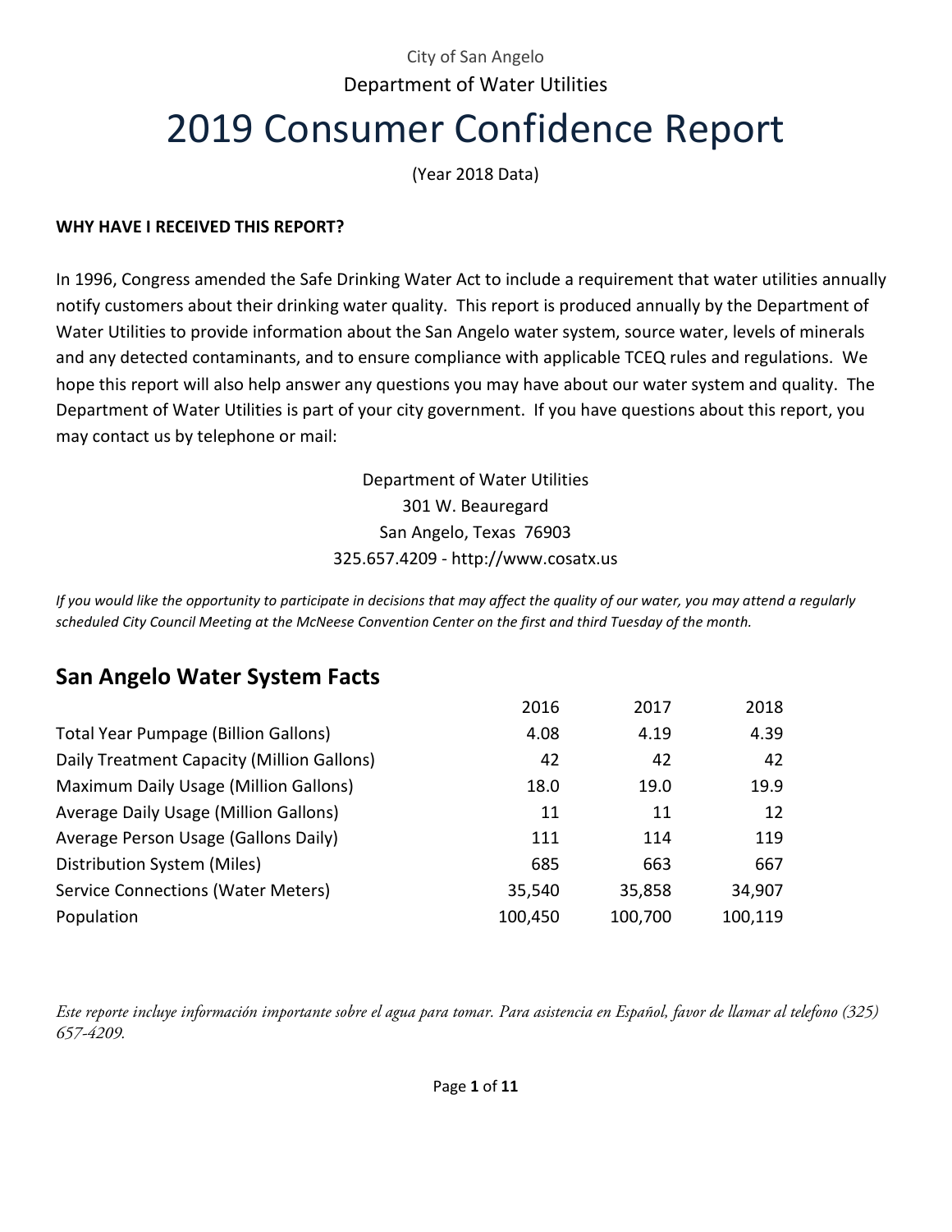City of San Angelo

Department of Water Utilities

# 2019 Consumer Confidence Report

(Year 2018 Data)

**WHY HAVE I RECEIVED THIS REPORT?**

In 1996, Congress amended the Safe Drinking Water Act to include a requirement that water utilities annually notify customers about their drinking water quality. This report is produced annually by the Department of Water Utilities to provide information about the San Angelo water system, source water, levels of minerals and any detected contaminants, and to ensure compliance with applicable TCEQ rules and regulations. We hope this report will also help answer any questions you may have about our water system and quality. The Department of Water Utilities is part of your city government. If you have questions about this report, you may contact us by telephone or mail:

Department of Water Utilities
301 W. Beauregard
San Angelo, Texas 76903
325.657.4209 - http://www.cosatx.us

*If you would like the opportunity to participate in decisions that may affect the quality of our water, you may attend a regularly scheduled City Council Meeting at the McNeese Convention Center on the first and third Tuesday of the month.*

## San Angelo Water System Facts

| | 2016 | 2017 | 2018 |
|---|---|---|---|
| Total Year Pumpage (Billion Gallons) | 4.08 | 4.19 | 4.39 |
| Daily Treatment Capacity (Million Gallons) | 42 | 42 | 42 |
| Maximum Daily Usage (Million Gallons) | 18.0 | 19.0 | 19.9 |
| Average Daily Usage (Million Gallons) | 11 | 11 | 12 |
| Average Person Usage (Gallons Daily) | 111 | 114 | 119 |
| Distribution System (Miles) | 685 | 663 | 667 |
| Service Connections (Water Meters) | 35,540 | 35,858 | 34,907 |
| Population | 100,450 | 100,700 | 100,119 |

*Este reporte incluye información importante sobre el agua para tomar. Para asistencia en Español, favor de llamar al telefono (325) 657-4209.*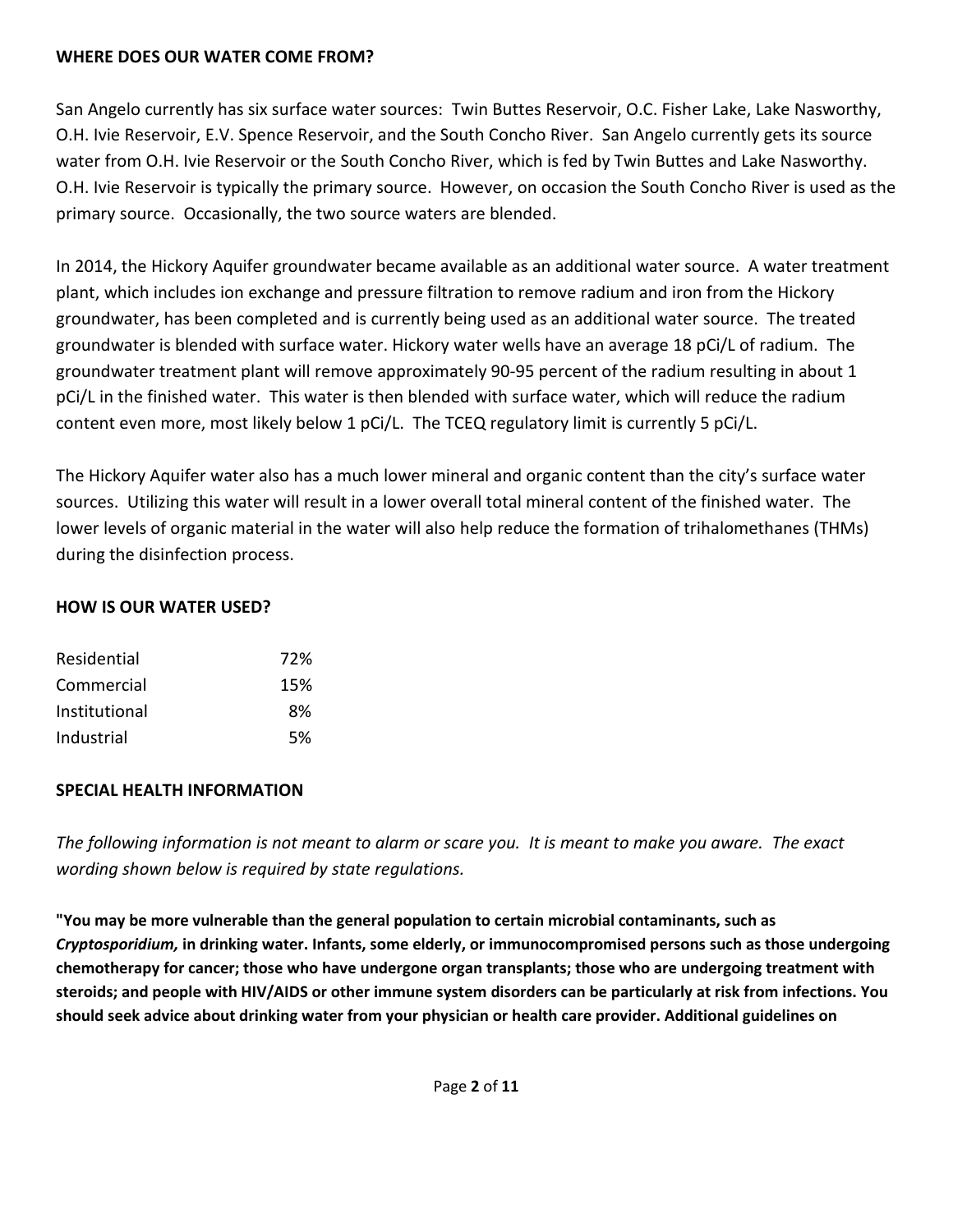## WHERE DOES OUR WATER COME FROM?

San Angelo currently has six surface water sources: Twin Buttes Reservoir, O.C. Fisher Lake, Lake Nasworthy, O.H. Ivie Reservoir, E.V. Spence Reservoir, and the South Concho River. San Angelo currently gets its source water from O.H. Ivie Reservoir or the South Concho River, which is fed by Twin Buttes and Lake Nasworthy. O.H. Ivie Reservoir is typically the primary source. However, on occasion the South Concho River is used as the primary source. Occasionally, the two source waters are blended.

In 2014, the Hickory Aquifer groundwater became available as an additional water source. A water treatment plant, which includes ion exchange and pressure filtration to remove radium and iron from the Hickory groundwater, has been completed and is currently being used as an additional water source. The treated groundwater is blended with surface water. Hickory water wells have an average 18 pCi/L of radium. The groundwater treatment plant will remove approximately 90-95 percent of the radium resulting in about 1 pCi/L in the finished water. This water is then blended with surface water, which will reduce the radium content even more, most likely below 1 pCi/L. The TCEQ regulatory limit is currently 5 pCi/L.

The Hickory Aquifer water also has a much lower mineral and organic content than the city's surface water sources. Utilizing this water will result in a lower overall total mineral content of the finished water. The lower levels of organic material in the water will also help reduce the formation of trihalomethanes (THMs) during the disinfection process.

## HOW IS OUR WATER USED?

| | |
|---|---|
| Residential | 72% |
| Commercial | 15% |
| Institutional | 8% |
| Industrial | 5% |

## SPECIAL HEALTH INFORMATION

*The following information is not meant to alarm or scare you. It is meant to make you aware. The exact wording shown below is required by state regulations.*

**"You may be more vulnerable than the general population to certain microbial contaminants, such as *Cryptosporidium,* in drinking water. Infants, some elderly, or immunocompromised persons such as those undergoing chemotherapy for cancer; those who have undergone organ transplants; those who are undergoing treatment with steroids; and people with HIV/AIDS or other immune system disorders can be particularly at risk from infections. You should seek advice about drinking water from your physician or health care provider. Additional guidelines on**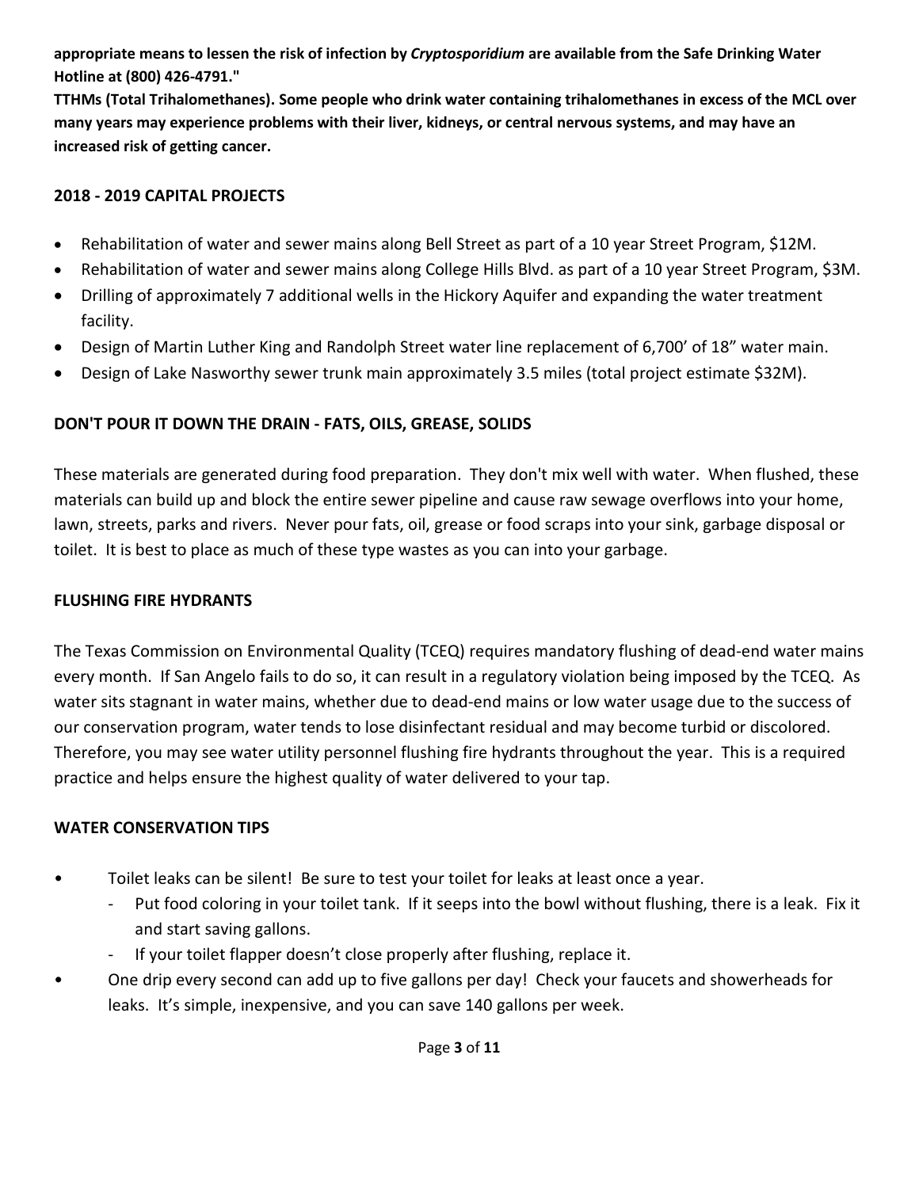**appropriate means to lessen the risk of infection by *Cryptosporidium* are available from the Safe Drinking Water Hotline at (800) 426-4791."**

**TTHMs (Total Trihalomethanes). Some people who drink water containing trihalomethanes in excess of the MCL over many years may experience problems with their liver, kidneys, or central nervous systems, and may have an increased risk of getting cancer.**

## 2018 - 2019 CAPITAL PROJECTS

- Rehabilitation of water and sewer mains along Bell Street as part of a 10 year Street Program, $12M.
- Rehabilitation of water and sewer mains along College Hills Blvd. as part of a 10 year Street Program, $3M.
- Drilling of approximately 7 additional wells in the Hickory Aquifer and expanding the water treatment facility.
- Design of Martin Luther King and Randolph Street water line replacement of 6,700' of 18" water main.
- Design of Lake Nasworthy sewer trunk main approximately 3.5 miles (total project estimate $32M).

## DON'T POUR IT DOWN THE DRAIN - FATS, OILS, GREASE, SOLIDS

These materials are generated during food preparation. They don't mix well with water. When flushed, these materials can build up and block the entire sewer pipeline and cause raw sewage overflows into your home, lawn, streets, parks and rivers. Never pour fats, oil, grease or food scraps into your sink, garbage disposal or toilet. It is best to place as much of these type wastes as you can into your garbage.

## FLUSHING FIRE HYDRANTS

The Texas Commission on Environmental Quality (TCEQ) requires mandatory flushing of dead-end water mains every month. If San Angelo fails to do so, it can result in a regulatory violation being imposed by the TCEQ. As water sits stagnant in water mains, whether due to dead-end mains or low water usage due to the success of our conservation program, water tends to lose disinfectant residual and may become turbid or discolored. Therefore, you may see water utility personnel flushing fire hydrants throughout the year. This is a required practice and helps ensure the highest quality of water delivered to your tap.

## WATER CONSERVATION TIPS

- Toilet leaks can be silent! Be sure to test your toilet for leaks at least once a year.
  - Put food coloring in your toilet tank. If it seeps into the bowl without flushing, there is a leak. Fix it and start saving gallons.
  - If your toilet flapper doesn't close properly after flushing, replace it.
- One drip every second can add up to five gallons per day! Check your faucets and showerheads for leaks. It's simple, inexpensive, and you can save 140 gallons per week.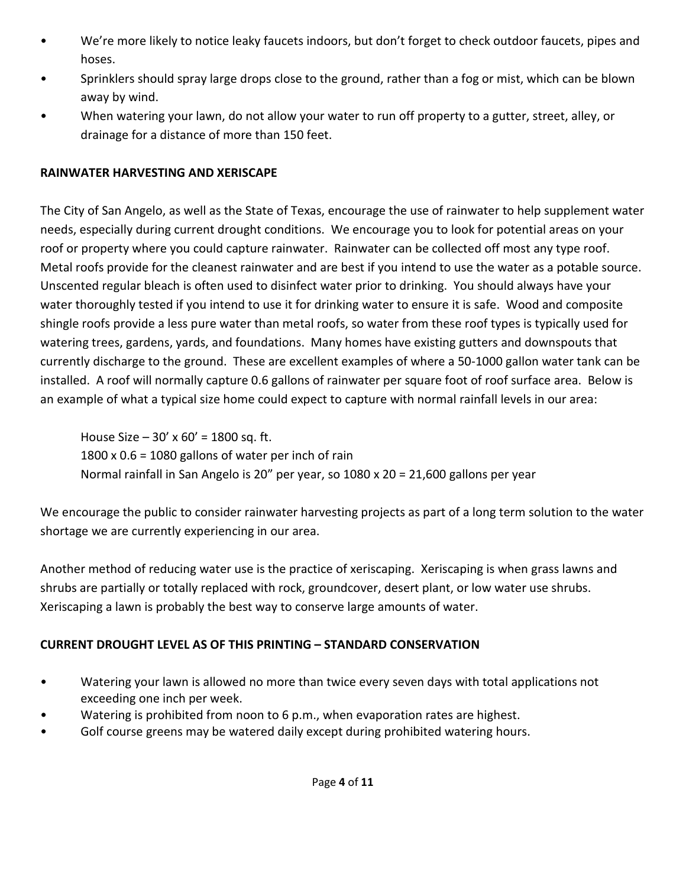- We're more likely to notice leaky faucets indoors, but don't forget to check outdoor faucets, pipes and hoses.
- Sprinklers should spray large drops close to the ground, rather than a fog or mist, which can be blown away by wind.
- When watering your lawn, do not allow your water to run off property to a gutter, street, alley, or drainage for a distance of more than 150 feet.

**RAINWATER HARVESTING AND XERISCAPE**

The City of San Angelo, as well as the State of Texas, encourage the use of rainwater to help supplement water needs, especially during current drought conditions. We encourage you to look for potential areas on your roof or property where you could capture rainwater. Rainwater can be collected off most any type roof. Metal roofs provide for the cleanest rainwater and are best if you intend to use the water as a potable source. Unscented regular bleach is often used to disinfect water prior to drinking. You should always have your water thoroughly tested if you intend to use it for drinking water to ensure it is safe. Wood and composite shingle roofs provide a less pure water than metal roofs, so water from these roof types is typically used for watering trees, gardens, yards, and foundations. Many homes have existing gutters and downspouts that currently discharge to the ground. These are excellent examples of where a 50-1000 gallon water tank can be installed. A roof will normally capture 0.6 gallons of rainwater per square foot of roof surface area. Below is an example of what a typical size home could expect to capture with normal rainfall levels in our area:

House Size – 30' x 60' = 1800 sq. ft.
1800 x 0.6 = 1080 gallons of water per inch of rain
Normal rainfall in San Angelo is 20" per year, so 1080 x 20 = 21,600 gallons per year

We encourage the public to consider rainwater harvesting projects as part of a long term solution to the water shortage we are currently experiencing in our area.

Another method of reducing water use is the practice of xeriscaping. Xeriscaping is when grass lawns and shrubs are partially or totally replaced with rock, groundcover, desert plant, or low water use shrubs. Xeriscaping a lawn is probably the best way to conserve large amounts of water.

**CURRENT DROUGHT LEVEL AS OF THIS PRINTING – STANDARD CONSERVATION**

- Watering your lawn is allowed no more than twice every seven days with total applications not exceeding one inch per week.
- Watering is prohibited from noon to 6 p.m., when evaporation rates are highest.
- Golf course greens may be watered daily except during prohibited watering hours.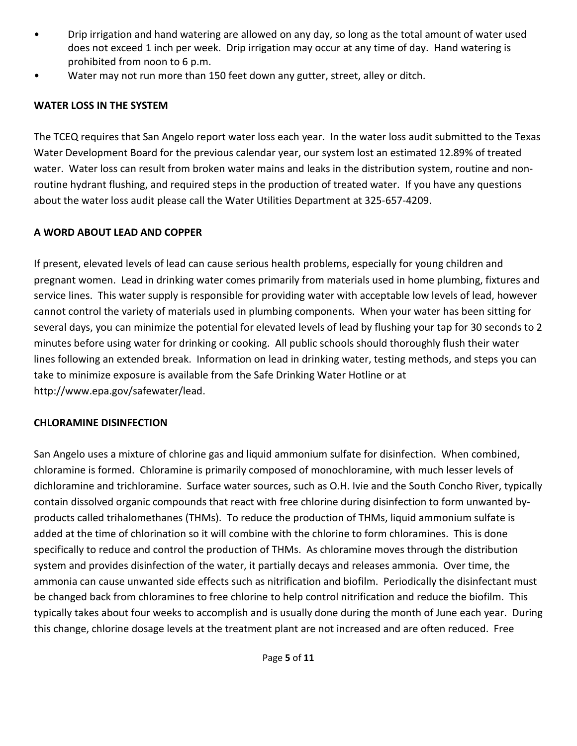- Drip irrigation and hand watering are allowed on any day, so long as the total amount of water used does not exceed 1 inch per week. Drip irrigation may occur at any time of day. Hand watering is prohibited from noon to 6 p.m.
- Water may not run more than 150 feet down any gutter, street, alley or ditch.

## WATER LOSS IN THE SYSTEM

The TCEQ requires that San Angelo report water loss each year. In the water loss audit submitted to the Texas Water Development Board for the previous calendar year, our system lost an estimated 12.89% of treated water. Water loss can result from broken water mains and leaks in the distribution system, routine and non-routine hydrant flushing, and required steps in the production of treated water. If you have any questions about the water loss audit please call the Water Utilities Department at 325-657-4209.

## A WORD ABOUT LEAD AND COPPER

If present, elevated levels of lead can cause serious health problems, especially for young children and pregnant women. Lead in drinking water comes primarily from materials used in home plumbing, fixtures and service lines. This water supply is responsible for providing water with acceptable low levels of lead, however cannot control the variety of materials used in plumbing components. When your water has been sitting for several days, you can minimize the potential for elevated levels of lead by flushing your tap for 30 seconds to 2 minutes before using water for drinking or cooking. All public schools should thoroughly flush their water lines following an extended break. Information on lead in drinking water, testing methods, and steps you can take to minimize exposure is available from the Safe Drinking Water Hotline or at http://www.epa.gov/safewater/lead.

## CHLORAMINE DISINFECTION

San Angelo uses a mixture of chlorine gas and liquid ammonium sulfate for disinfection. When combined, chloramine is formed. Chloramine is primarily composed of monochloramine, with much lesser levels of dichloramine and trichloramine. Surface water sources, such as O.H. Ivie and the South Concho River, typically contain dissolved organic compounds that react with free chlorine during disinfection to form unwanted by-products called trihalomethanes (THMs). To reduce the production of THMs, liquid ammonium sulfate is added at the time of chlorination so it will combine with the chlorine to form chloramines. This is done specifically to reduce and control the production of THMs. As chloramine moves through the distribution system and provides disinfection of the water, it partially decays and releases ammonia. Over time, the ammonia can cause unwanted side effects such as nitrification and biofilm. Periodically the disinfectant must be changed back from chloramines to free chlorine to help control nitrification and reduce the biofilm. This typically takes about four weeks to accomplish and is usually done during the month of June each year. During this change, chlorine dosage levels at the treatment plant are not increased and are often reduced. Free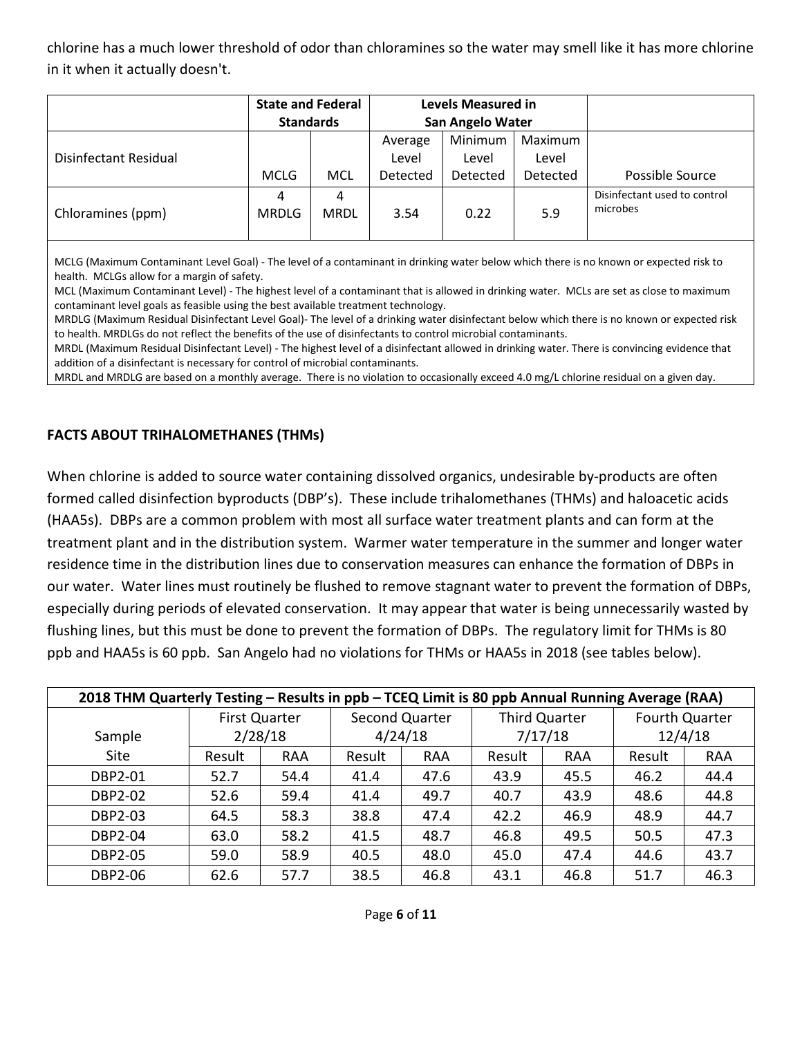chlorine has a much lower threshold of odor than chloramines so the water may smell like it has more chlorine in it when it actually doesn't.

| | State and Federal Standards | | Levels Measured in San Angelo Water | | | |
|---|---|---|---|---|---|---|
| Disinfectant Residual | MCLG | MCL | Average Level Detected | Minimum Level Detected | Maximum Level Detected | Possible Source |
| Chloramines (ppm) | 4 MRDLG | 4 MRDL | 3.54 | 0.22 | 5.9 | Disinfectant used to control microbes |

MCLG (Maximum Contaminant Level Goal) - The level of a contaminant in drinking water below which there is no known or expected risk to health. MCLGs allow for a margin of safety.
MCL (Maximum Contaminant Level) - The highest level of a contaminant that is allowed in drinking water. MCLs are set as close to maximum contaminant level goals as feasible using the best available treatment technology.
MRDLG (Maximum Residual Disinfectant Level Goal)- The level of a drinking water disinfectant below which there is no known or expected risk to health. MRDLGs do not reflect the benefits of the use of disinfectants to control microbial contaminants.
MRDL (Maximum Residual Disinfectant Level) - The highest level of a disinfectant allowed in drinking water. There is convincing evidence that addition of a disinfectant is necessary for control of microbial contaminants.
MRDL and MRDLG are based on a monthly average. There is no violation to occasionally exceed 4.0 mg/L chlorine residual on a given day.

### FACTS ABOUT TRIHALOMETHANES (THMs)

When chlorine is added to source water containing dissolved organics, undesirable by-products are often formed called disinfection byproducts (DBP's). These include trihalomethanes (THMs) and haloacetic acids (HAA5s). DBPs are a common problem with most all surface water treatment plants and can form at the treatment plant and in the distribution system. Warmer water temperature in the summer and longer water residence time in the distribution lines due to conservation measures can enhance the formation of DBPs in our water. Water lines must routinely be flushed to remove stagnant water to prevent the formation of DBPs, especially during periods of elevated conservation. It may appear that water is being unnecessarily wasted by flushing lines, but this must be done to prevent the formation of DBPs. The regulatory limit for THMs is 80 ppb and HAA5s is 60 ppb. San Angelo had no violations for THMs or HAA5s in 2018 (see tables below).

**2018 THM Quarterly Testing – Results in ppb – TCEQ Limit is 80 ppb Annual Running Average (RAA)**

| Sample Site | First Quarter 2/28/18 | | Second Quarter 4/24/18 | | Third Quarter 7/17/18 | | Fourth Quarter 12/4/18 | |
|---|---|---|---|---|---|---|---|---|
| | Result | RAA | Result | RAA | Result | RAA | Result | RAA |
| DBP2-01 | 52.7 | 54.4 | 41.4 | 47.6 | 43.9 | 45.5 | 46.2 | 44.4 |
| DBP2-02 | 52.6 | 59.4 | 41.4 | 49.7 | 40.7 | 43.9 | 48.6 | 44.8 |
| DBP2-03 | 64.5 | 58.3 | 38.8 | 47.4 | 42.2 | 46.9 | 48.9 | 44.7 |
| DBP2-04 | 63.0 | 58.2 | 41.5 | 48.7 | 46.8 | 49.5 | 50.5 | 47.3 |
| DBP2-05 | 59.0 | 58.9 | 40.5 | 48.0 | 45.0 | 47.4 | 44.6 | 43.7 |
| DBP2-06 | 62.6 | 57.7 | 38.5 | 46.8 | 43.1 | 46.8 | 51.7 | 46.3 |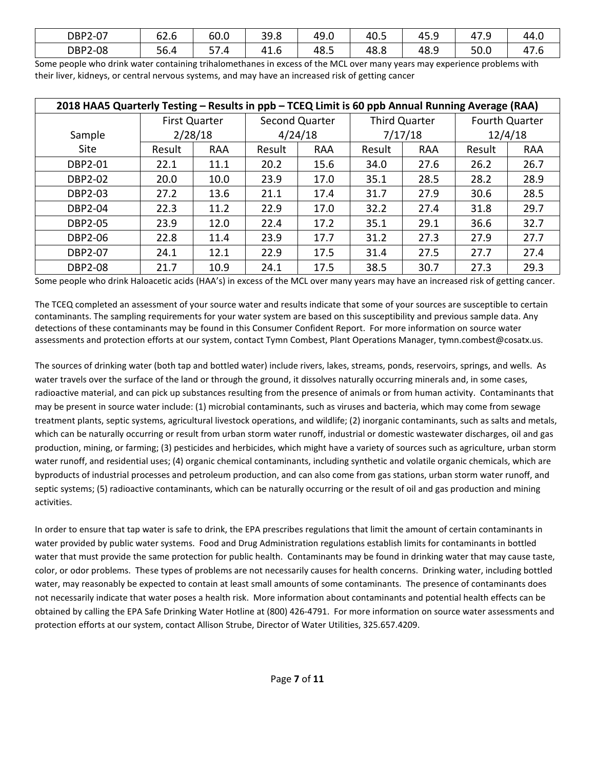| DBP2-07 | 62.6 | 60.0 | 39.8 | 49.0 | 40.5 | 45.9 | 47.9 | 44.0 |
|---|---|---|---|---|---|---|---|---|
| DBP2-08 | 56.4 | 57.4 | 41.6 | 48.5 | 48.8 | 48.9 | 50.0 | 47.6 |

Some people who drink water containing trihalomethanes in excess of the MCL over many years may experience problems with their liver, kidneys, or central nervous systems, and may have an increased risk of getting cancer

| 2018 HAA5 Quarterly Testing – Results in ppb – TCEQ Limit is 60 ppb Annual Running Average (RAA) | | | | | | | | |
|---|---|---|---|---|---|---|---|---|
| Sample Site | First Quarter 2/28/18 | | Second Quarter 4/24/18 | | Third Quarter 7/17/18 | | Fourth Quarter 12/4/18 | |
| | Result | RAA | Result | RAA | Result | RAA | Result | RAA |
| DBP2-01 | 22.1 | 11.1 | 20.2 | 15.6 | 34.0 | 27.6 | 26.2 | 26.7 |
| DBP2-02 | 20.0 | 10.0 | 23.9 | 17.0 | 35.1 | 28.5 | 28.2 | 28.9 |
| DBP2-03 | 27.2 | 13.6 | 21.1 | 17.4 | 31.7 | 27.9 | 30.6 | 28.5 |
| DBP2-04 | 22.3 | 11.2 | 22.9 | 17.0 | 32.2 | 27.4 | 31.8 | 29.7 |
| DBP2-05 | 23.9 | 12.0 | 22.4 | 17.2 | 35.1 | 29.1 | 36.6 | 32.7 |
| DBP2-06 | 22.8 | 11.4 | 23.9 | 17.7 | 31.2 | 27.3 | 27.9 | 27.7 |
| DBP2-07 | 24.1 | 12.1 | 22.9 | 17.5 | 31.4 | 27.5 | 27.7 | 27.4 |
| DBP2-08 | 21.7 | 10.9 | 24.1 | 17.5 | 38.5 | 30.7 | 27.3 | 29.3 |

Some people who drink Haloacetic acids (HAA's) in excess of the MCL over many years may have an increased risk of getting cancer.

The TCEQ completed an assessment of your source water and results indicate that some of your sources are susceptible to certain contaminants. The sampling requirements for your water system are based on this susceptibility and previous sample data. Any detections of these contaminants may be found in this Consumer Confident Report. For more information on source water assessments and protection efforts at our system, contact Tymn Combest, Plant Operations Manager, tymn.combest@cosatx.us.

The sources of drinking water (both tap and bottled water) include rivers, lakes, streams, ponds, reservoirs, springs, and wells. As water travels over the surface of the land or through the ground, it dissolves naturally occurring minerals and, in some cases, radioactive material, and can pick up substances resulting from the presence of animals or from human activity. Contaminants that may be present in source water include: (1) microbial contaminants, such as viruses and bacteria, which may come from sewage treatment plants, septic systems, agricultural livestock operations, and wildlife; (2) inorganic contaminants, such as salts and metals, which can be naturally occurring or result from urban storm water runoff, industrial or domestic wastewater discharges, oil and gas production, mining, or farming; (3) pesticides and herbicides, which might have a variety of sources such as agriculture, urban storm water runoff, and residential uses; (4) organic chemical contaminants, including synthetic and volatile organic chemicals, which are byproducts of industrial processes and petroleum production, and can also come from gas stations, urban storm water runoff, and septic systems; (5) radioactive contaminants, which can be naturally occurring or the result of oil and gas production and mining activities.

In order to ensure that tap water is safe to drink, the EPA prescribes regulations that limit the amount of certain contaminants in water provided by public water systems. Food and Drug Administration regulations establish limits for contaminants in bottled water that must provide the same protection for public health. Contaminants may be found in drinking water that may cause taste, color, or odor problems. These types of problems are not necessarily causes for health concerns. Drinking water, including bottled water, may reasonably be expected to contain at least small amounts of some contaminants. The presence of contaminants does not necessarily indicate that water poses a health risk. More information about contaminants and potential health effects can be obtained by calling the EPA Safe Drinking Water Hotline at (800) 426-4791. For more information on source water assessments and protection efforts at our system, contact Allison Strube, Director of Water Utilities, 325.657.4209.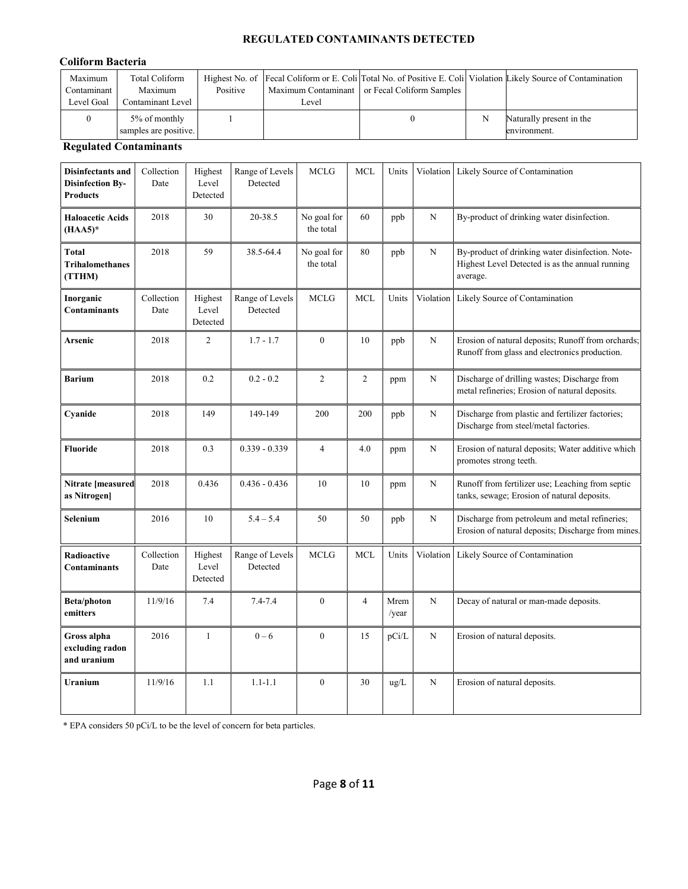# REGULATED CONTAMINANTS DETECTED

### Coliform Bacteria

| Maximum Contaminant Level Goal | Total Coliform Maximum Contaminant Level | Highest No. of Positive | Fecal Coliform or E. Coli Maximum Contaminant Level | Total No. of Positive E. Coli or Fecal Coliform Samples | Violation | Likely Source of Contamination |
|---|---|---|---|---|---|---|
| 0 | 5% of monthly samples are positive. | 1 | | 0 | N | Naturally present in the environment. |

### Regulated Contaminants

| **Disinfectants and Disinfection By-Products** | Collection Date | Highest Level Detected | Range of Levels Detected | MCLG | MCL | Units | Violation | Likely Source of Contamination |
|---|---|---|---|---|---|---|---|---|
| **Haloacetic Acids (HAA5)*** | 2018 | 30 | 20-38.5 | No goal for the total | 60 | ppb | N | By-product of drinking water disinfection. |
| **Total Trihalomethanes (TTHM)** | 2018 | 59 | 38.5-64.4 | No goal for the total | 80 | ppb | N | By-product of drinking water disinfection. Note- Highest Level Detected is as the annual running average. |
| **Inorganic Contaminants** | Collection Date | Highest Level Detected | Range of Levels Detected | MCLG | MCL | Units | Violation | Likely Source of Contamination |
| **Arsenic** | 2018 | 2 | 1.7 - 1.7 | 0 | 10 | ppb | N | Erosion of natural deposits; Runoff from orchards; Runoff from glass and electronics production. |
| **Barium** | 2018 | 0.2 | 0.2 - 0.2 | 2 | 2 | ppm | N | Discharge of drilling wastes; Discharge from metal refineries; Erosion of natural deposits. |
| **Cyanide** | 2018 | 149 | 149-149 | 200 | 200 | ppb | N | Discharge from plastic and fertilizer factories; Discharge from steel/metal factories. |
| **Fluoride** | 2018 | 0.3 | 0.339 - 0.339 | 4 | 4.0 | ppm | N | Erosion of natural deposits; Water additive which promotes strong teeth. |
| **Nitrate [measured as Nitrogen]** | 2018 | 0.436 | 0.436 - 0.436 | 10 | 10 | ppm | N | Runoff from fertilizer use; Leaching from septic tanks, sewage; Erosion of natural deposits. |
| **Selenium** | 2016 | 10 | 5.4 – 5.4 | 50 | 50 | ppb | N | Discharge from petroleum and metal refineries; Erosion of natural deposits; Discharge from mines. |
| **Radioactive Contaminants** | Collection Date | Highest Level Detected | Range of Levels Detected | MCLG | MCL | Units | Violation | Likely Source of Contamination |
| **Beta/photon emitters** | 11/9/16 | 7.4 | 7.4-7.4 | 0 | 4 | Mrem /year | N | Decay of natural or man-made deposits. |
| **Gross alpha excluding radon and uranium** | 2016 | 1 | 0 – 6 | 0 | 15 | pCi/L | N | Erosion of natural deposits. |
| **Uranium** | 11/9/16 | 1.1 | 1.1-1.1 | 0 | 30 | ug/L | N | Erosion of natural deposits. |

\* EPA considers 50 pCi/L to be the level of concern for beta particles.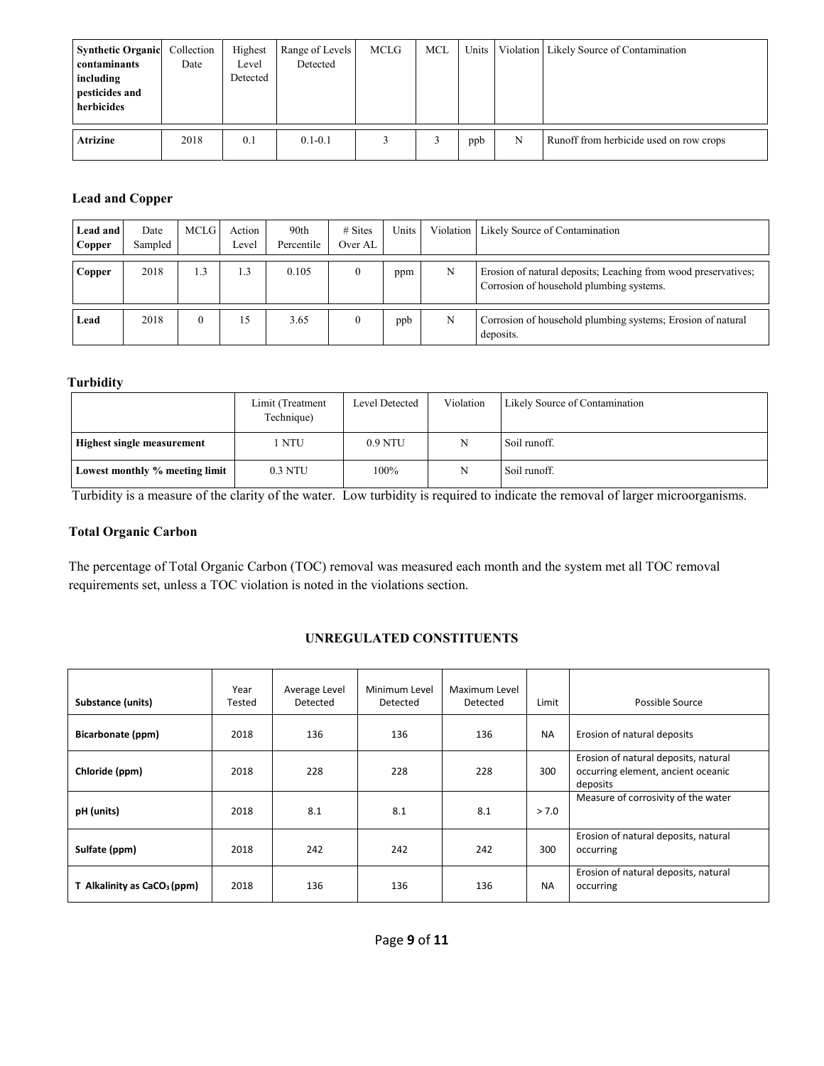| **Synthetic Organic contaminants including pesticides and herbicides** | Collection Date | Highest Level Detected | Range of Levels Detected | MCLG | MCL | Units | Violation | Likely Source of Contamination |
|---|---|---|---|---|---|---|---|---|
| **Atrizine** | 2018 | 0.1 | 0.1-0.1 | 3 | 3 | ppb | N | Runoff from herbicide used on row crops |

### Lead and Copper

| **Lead and Copper** | Date Sampled | MCLG | Action Level | 90th Percentile | # Sites Over AL | Units | Violation | Likely Source of Contamination |
|---|---|---|---|---|---|---|---|---|
| **Copper** | 2018 | 1.3 | 1.3 | 0.105 | 0 | ppm | N | Erosion of natural deposits; Leaching from wood preservatives; Corrosion of household plumbing systems. |
| **Lead** | 2018 | 0 | 15 | 3.65 | 0 | ppb | N | Corrosion of household plumbing systems; Erosion of natural deposits. |

### Turbidity

| | Limit (Treatment Technique) | Level Detected | Violation | Likely Source of Contamination |
|---|---|---|---|---|
| **Highest single measurement** | 1 NTU | 0.9 NTU | N | Soil runoff. |
| **Lowest monthly % meeting limit** | 0.3 NTU | 100% | N | Soil runoff. |

Turbidity is a measure of the clarity of the water. Low turbidity is required to indicate the removal of larger microorganisms.

### Total Organic Carbon

The percentage of Total Organic Carbon (TOC) removal was measured each month and the system met all TOC removal requirements set, unless a TOC violation is noted in the violations section.

## UNREGULATED CONSTITUENTS

| Substance (units) | Year Tested | Average Level Detected | Minimum Level Detected | Maximum Level Detected | Limit | Possible Source |
|---|---|---|---|---|---|---|
| **Bicarbonate (ppm)** | 2018 | 136 | 136 | 136 | NA | Erosion of natural deposits |
| **Chloride (ppm)** | 2018 | 228 | 228 | 228 | 300 | Erosion of natural deposits, natural occurring element, ancient oceanic deposits |
| **pH (units)** | 2018 | 8.1 | 8.1 | 8.1 | > 7.0 | Measure of corrosivity of the water |
| **Sulfate (ppm)** | 2018 | 242 | 242 | 242 | 300 | Erosion of natural deposits, natural occurring |
| **T Alkalinity as $CaCO_3$ (ppm)** | 2018 | 136 | 136 | 136 | NA | Erosion of natural deposits, natural occurring |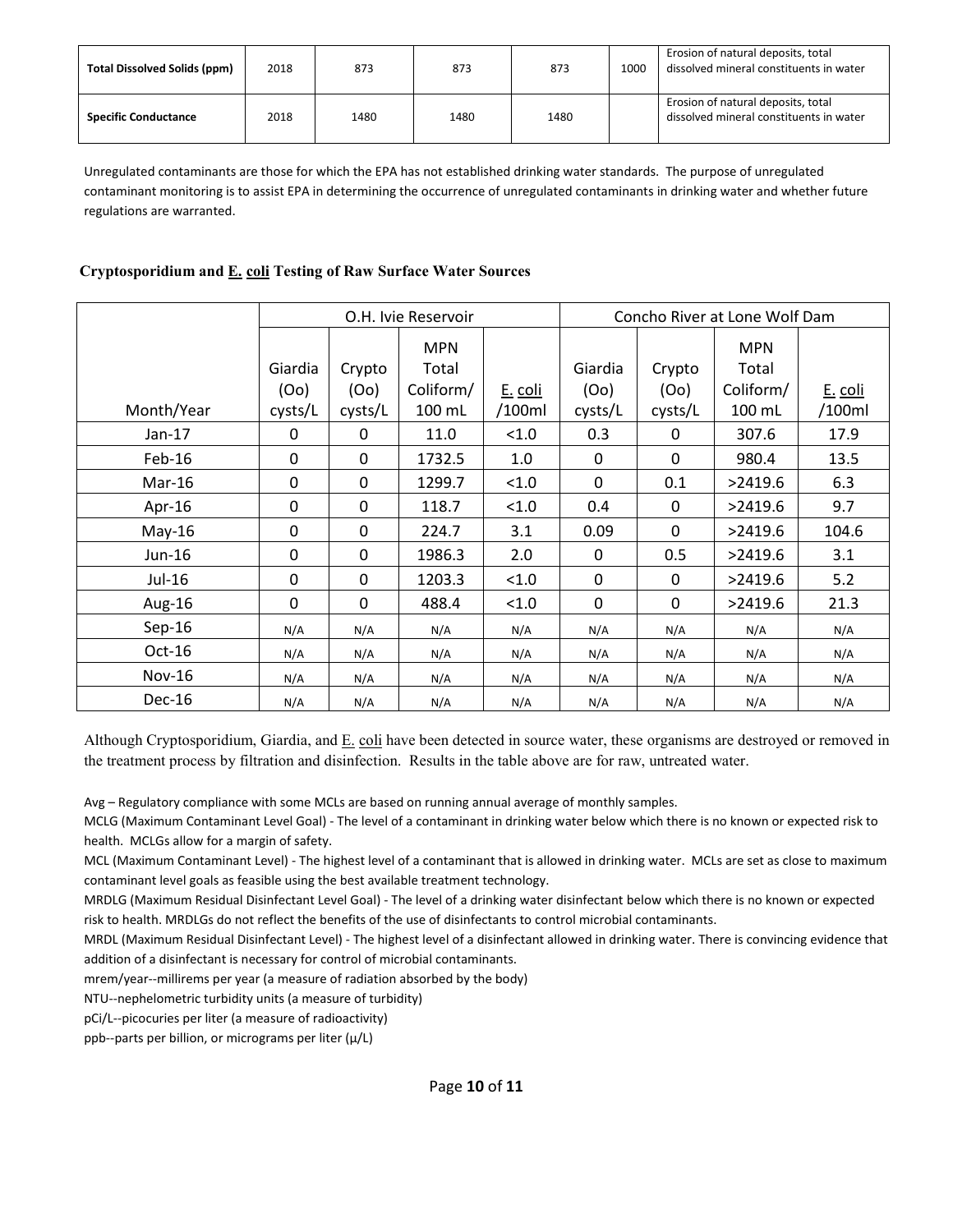| Total Dissolved Solids (ppm) | 2018 | 873 | 873 | 873 | 1000 | Erosion of natural deposits, total dissolved mineral constituents in water |
|---|---|---|---|---|---|---|
| Specific Conductance | 2018 | 1480 | 1480 | 1480 | | Erosion of natural deposits, total dissolved mineral constituents in water |

Unregulated contaminants are those for which the EPA has not established drinking water standards. The purpose of unregulated contaminant monitoring is to assist EPA in determining the occurrence of unregulated contaminants in drinking water and whether future regulations are warranted.

### Cryptosporidium and E. coli Testing of Raw Surface Water Sources

| | O.H. Ivie Reservoir | | | | Concho River at Lone Wolf Dam | | | |
|---|---|---|---|---|---|---|---|---|
| Month/Year | Giardia (Oo) cysts/L | Crypto (Oo) cysts/L | MPN Total Coliform/ 100 mL | E. coli /100ml | Giardia (Oo) cysts/L | Crypto (Oo) cysts/L | MPN Total Coliform/ 100 mL | E. coli /100ml |
| Jan-17 | 0 | 0 | 11.0 | <1.0 | 0.3 | 0 | 307.6 | 17.9 |
| Feb-16 | 0 | 0 | 1732.5 | 1.0 | 0 | 0 | 980.4 | 13.5 |
| Mar-16 | 0 | 0 | 1299.7 | <1.0 | 0 | 0.1 | >2419.6 | 6.3 |
| Apr-16 | 0 | 0 | 118.7 | <1.0 | 0.4 | 0 | >2419.6 | 9.7 |
| May-16 | 0 | 0 | 224.7 | 3.1 | 0.09 | 0 | >2419.6 | 104.6 |
| Jun-16 | 0 | 0 | 1986.3 | 2.0 | 0 | 0.5 | >2419.6 | 3.1 |
| Jul-16 | 0 | 0 | 1203.3 | <1.0 | 0 | 0 | >2419.6 | 5.2 |
| Aug-16 | 0 | 0 | 488.4 | <1.0 | 0 | 0 | >2419.6 | 21.3 |
| Sep-16 | N/A | N/A | N/A | N/A | N/A | N/A | N/A | N/A |
| Oct-16 | N/A | N/A | N/A | N/A | N/A | N/A | N/A | N/A |
| Nov-16 | N/A | N/A | N/A | N/A | N/A | N/A | N/A | N/A |
| Dec-16 | N/A | N/A | N/A | N/A | N/A | N/A | N/A | N/A |

Although Cryptosporidium, Giardia, and E. coli have been detected in source water, these organisms are destroyed or removed in the treatment process by filtration and disinfection. Results in the table above are for raw, untreated water.

Avg – Regulatory compliance with some MCLs are based on running annual average of monthly samples.

MCLG (Maximum Contaminant Level Goal) - The level of a contaminant in drinking water below which there is no known or expected risk to health. MCLGs allow for a margin of safety.

MCL (Maximum Contaminant Level) - The highest level of a contaminant that is allowed in drinking water. MCLs are set as close to maximum contaminant level goals as feasible using the best available treatment technology.

MRDLG (Maximum Residual Disinfectant Level Goal) - The level of a drinking water disinfectant below which there is no known or expected risk to health. MRDLGs do not reflect the benefits of the use of disinfectants to control microbial contaminants.

MRDL (Maximum Residual Disinfectant Level) - The highest level of a disinfectant allowed in drinking water. There is convincing evidence that addition of a disinfectant is necessary for control of microbial contaminants.

mrem/year--millirems per year (a measure of radiation absorbed by the body)

NTU--nephelometric turbidity units (a measure of turbidity)

pCi/L--picocuries per liter (a measure of radioactivity)

ppb--parts per billion, or micrograms per liter (µ/L)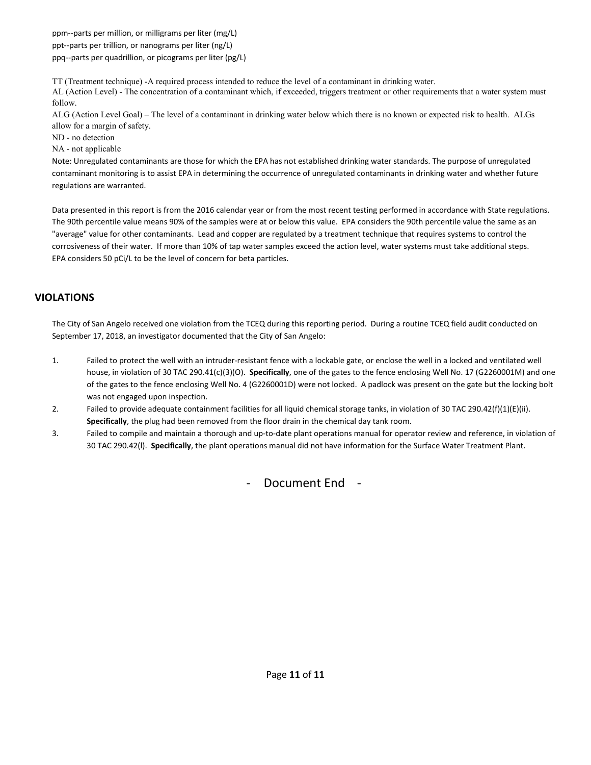ppm--parts per million, or milligrams per liter (mg/L)
ppt--parts per trillion, or nanograms per liter (ng/L)
ppq--parts per quadrillion, or picograms per liter (pg/L)

TT (Treatment technique) -A required process intended to reduce the level of a contaminant in drinking water.
AL (Action Level) - The concentration of a contaminant which, if exceeded, triggers treatment or other requirements that a water system must follow.
ALG (Action Level Goal) – The level of a contaminant in drinking water below which there is no known or expected risk to health. ALGs allow for a margin of safety.
ND - no detection
NA - not applicable
Note: Unregulated contaminants are those for which the EPA has not established drinking water standards. The purpose of unregulated contaminant monitoring is to assist EPA in determining the occurrence of unregulated contaminants in drinking water and whether future regulations are warranted.

Data presented in this report is from the 2016 calendar year or from the most recent testing performed in accordance with State regulations. The 90th percentile value means 90% of the samples were at or below this value. EPA considers the 90th percentile value the same as an "average" value for other contaminants. Lead and copper are regulated by a treatment technique that requires systems to control the corrosiveness of their water. If more than 10% of tap water samples exceed the action level, water systems must take additional steps. EPA considers 50 pCi/L to be the level of concern for beta particles.

## VIOLATIONS

The City of San Angelo received one violation from the TCEQ during this reporting period. During a routine TCEQ field audit conducted on September 17, 2018, an investigator documented that the City of San Angelo:

1. Failed to protect the well with an intruder-resistant fence with a lockable gate, or enclose the well in a locked and ventilated well house, in violation of 30 TAC 290.41(c)(3)(O). **Specifically**, one of the gates to the fence enclosing Well No. 17 (G2260001M) and one of the gates to the fence enclosing Well No. 4 (G2260001D) were not locked. A padlock was present on the gate but the locking bolt was not engaged upon inspection.
2. Failed to provide adequate containment facilities for all liquid chemical storage tanks, in violation of 30 TAC 290.42(f)(1)(E)(ii). **Specifically**, the plug had been removed from the floor drain in the chemical day tank room.
3. Failed to compile and maintain a thorough and up-to-date plant operations manual for operator review and reference, in violation of 30 TAC 290.42(l). **Specifically**, the plant operations manual did not have information for the Surface Water Treatment Plant.

- Document End -